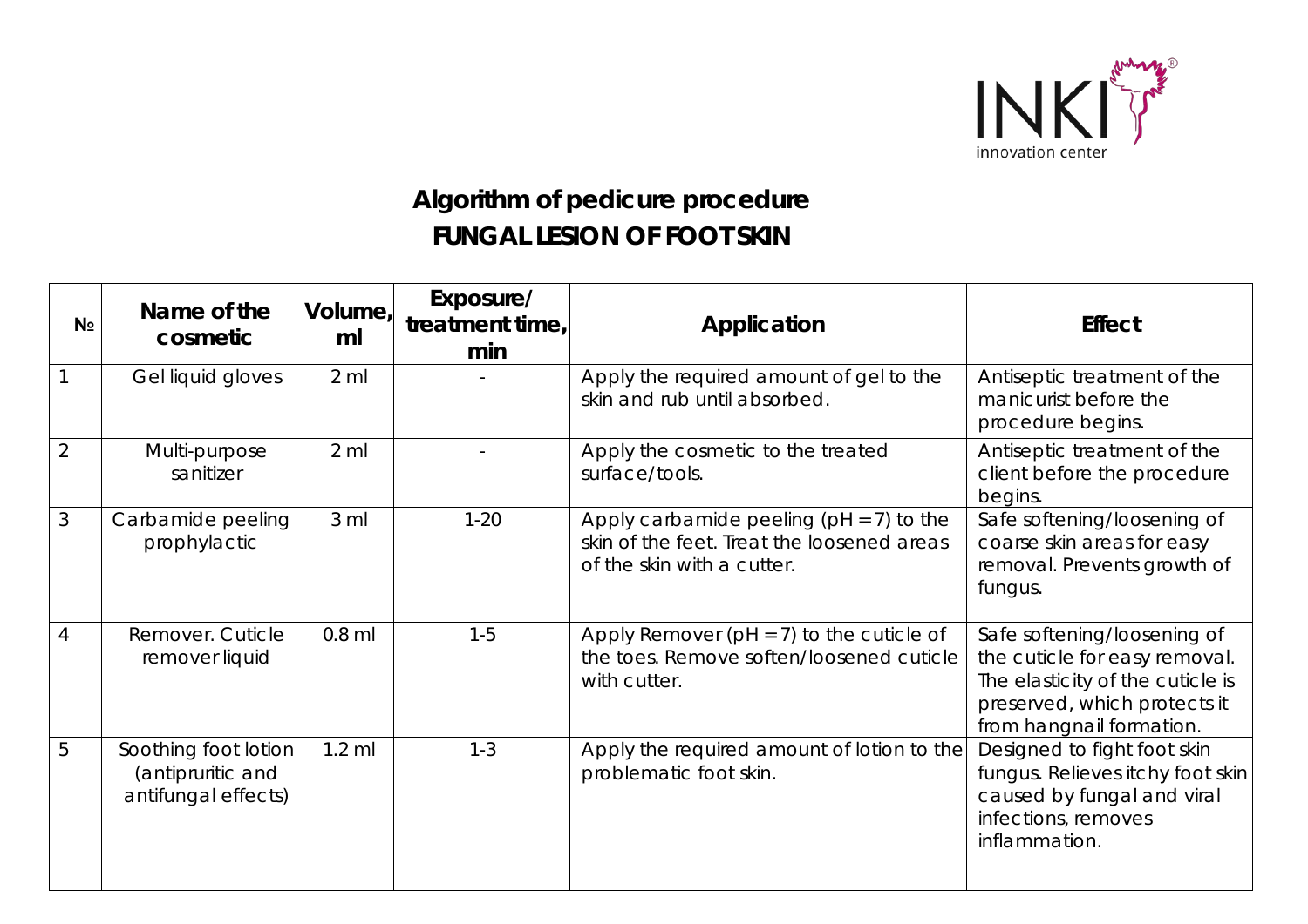# Algorithm of pedicure procedure

## FUNGAL LESION OF FOOT SKIN

| № | Name of the cosmetic | Volume, ml | Exposure/ treatment time, min | Application | Effect |
|---|---|---|---|---|---|
| 1 | Gel liquid gloves | 2 ml | - | Apply the required amount of gel to the skin and rub until absorbed. | Antiseptic treatment of the manicurist before the procedure begins. |
| 2 | Multi-purpose sanitizer | 2 ml | - | Apply the cosmetic to the treated surface/tools. | Antiseptic treatment of the client before the procedure begins. |
| 3 | Carbamide peeling prophylactic | 3 ml | 1-20 | Apply carbamide peeling (pH = 7) to the skin of the feet. Treat the loosened areas of the skin with a cutter. | Safe softening/loosening of coarse skin areas for easy removal. Prevents growth of fungus. |
| 4 | Remover. Cuticle remover liquid | 0.8 ml | 1-5 | Apply Remover (pH = 7) to the cuticle of the toes. Remove soften/loosened cuticle with cutter. | Safe softening/loosening of the cuticle for easy removal. The elasticity of the cuticle is preserved, which protects it from hangnail formation. |
| 5 | Soothing foot lotion (antipruritic and antifungal effects) | 1.2 ml | 1-3 | Apply the required amount of lotion to the problematic foot skin. | Designed to fight foot skin fungus. Relieves itchy foot skin caused by fungal and viral infections, removes inflammation. |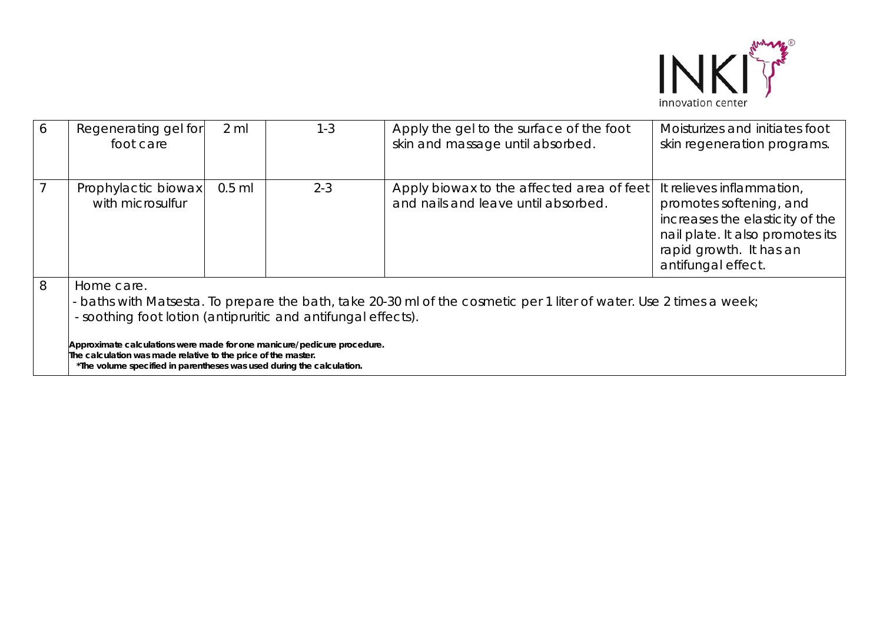| | | | | | |
|---|---|---|---|---|---|
| 6 | Regenerating gel for foot care | 2 ml | 1-3 | Apply the gel to the surface of the foot skin and massage until absorbed. | Moisturizes and initiates foot skin regeneration programs. |
| 7 | Prophylactic biowax with microsulfur | 0.5 ml | 2-3 | Apply biowax to the affected area of feet and nails and leave until absorbed. | It relieves inflammation, promotes softening, and increases the elasticity of the nail plate. It also promotes its rapid growth. It has an antifungal effect. |
| 8 | Home care.<br>- baths with Matsesta. To prepare the bath, take 20-30 ml of the cosmetic per 1 liter of water. Use 2 times a week;<br>- soothing foot lotion (antipruritic and antifungal effects).<br><br>**Approximate calculations were made for one manicure/pedicure procedure.**<br>**The calculation was made relative to the price of the master.**<br>**\*The volume specified in parentheses was used during the calculation.** | | | | |